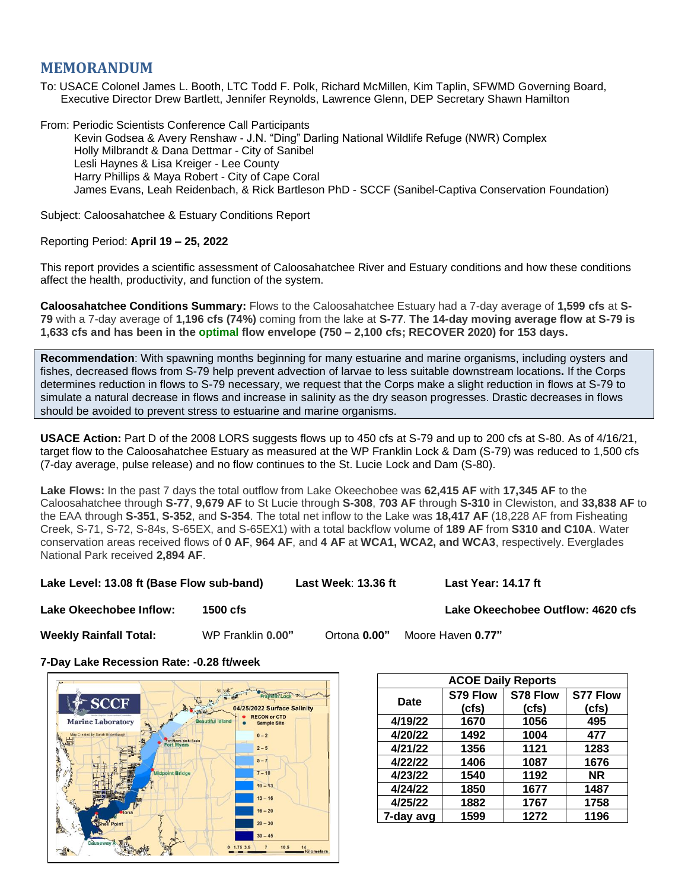## MEMORANDUM

To: USACE Colonel James L. Booth, LTC Todd F. Polk, Richard McMillen, Kim Taplin, SFWMD Governing Board, Executive Director Drew Bartlett, Jennifer Reynolds, Lawrence Glenn, DEP Secretary Shawn Hamilton

From: Periodic Scientists Conference Call Participants
Kevin Godsea & Avery Renshaw - J.N. "Ding" Darling National Wildlife Refuge (NWR) Complex
Holly Milbrandt & Dana Dettmar - City of Sanibel
Lesli Haynes & Lisa Kreiger - Lee County
Harry Phillips & Maya Robert - City of Cape Coral
James Evans, Leah Reidenbach, & Rick Bartleson PhD - SCCF (Sanibel-Captiva Conservation Foundation)

Subject: Caloosahatchee & Estuary Conditions Report

Reporting Period: **April 19 – 25, 2022**

This report provides a scientific assessment of Caloosahatchee River and Estuary conditions and how these conditions affect the health, productivity, and function of the system.

**Caloosahatchee Conditions Summary:** Flows to the Caloosahatchee Estuary had a 7-day average of **1,599 cfs** at **S-79** with a 7-day average of **1,196 cfs (74%)** coming from the lake at **S-77**. **The 14-day moving average flow at S-79 is 1,633 cfs and has been in the optimal flow envelope (750 – 2,100 cfs; RECOVER 2020) for 153 days.**

**Recommendation**: With spawning months beginning for many estuarine and marine organisms, including oysters and fishes, decreased flows from S-79 help prevent advection of larvae to less suitable downstream locations**.** If the Corps determines reduction in flows to S-79 necessary, we request that the Corps make a slight reduction in flows at S-79 to simulate a natural decrease in flows and increase in salinity as the dry season progresses. Drastic decreases in flows should be avoided to prevent stress to estuarine and marine organisms.

**USACE Action:** Part D of the 2008 LORS suggests flows up to 450 cfs at S-79 and up to 200 cfs at S-80. As of 4/16/21, target flow to the Caloosahatchee Estuary as measured at the WP Franklin Lock & Dam (S-79) was reduced to 1,500 cfs (7-day average, pulse release) and no flow continues to the St. Lucie Lock and Dam (S-80).

**Lake Flows:** In the past 7 days the total outflow from Lake Okeechobee was **62,415 AF** with **17,345 AF** to the Caloosahatchee through **S-77**, **9,679 AF** to St Lucie through **S-308**, **703 AF** through **S-310** in Clewiston, and **33,838 AF** to the EAA through **S-351**, **S-352**, and **S-354**. The total net inflow to the Lake was **18,417 AF** (18,228 AF from Fisheating Creek, S-71, S-72, S-84s, S-65EX, and S-65EX1) with a total backflow volume of **189 AF** from **S310 and C10A**. Water conservation areas received flows of **0 AF**, **964 AF**, and **4 AF** at **WCA1, WCA2, and WCA3**, respectively. Everglades National Park received **2,894 AF**.

**Lake Level: 13.08 ft (Base Flow sub-band)** **Last Week**: **13.36 ft** **Last Year: 14.17 ft**

**Lake Okeechobee Inflow:** **1500 cfs** **Lake Okeechobee Outflow: 4620 cfs**

**Weekly Rainfall Total:** WP Franklin **0.00"** Ortona **0.00"** Moore Haven **0.77"**

**7-Day Lake Recession Rate: -0.28 ft/week**

| ACOE Daily Reports | | | |
|---|---|---|---|
| Date | S79 Flow (cfs) | S78 Flow (cfs) | S77 Flow (cfs) |
| 4/19/22 | 1670 | 1056 | 495 |
| 4/20/22 | 1492 | 1004 | 477 |
| 4/21/22 | 1356 | 1121 | 1283 |
| 4/22/22 | 1406 | 1087 | 1676 |
| 4/23/22 | 1540 | 1192 | NR |
| 4/24/22 | 1850 | 1677 | 1487 |
| 4/25/22 | 1882 | 1767 | 1758 |
| 7-day avg | 1599 | 1272 | 1196 |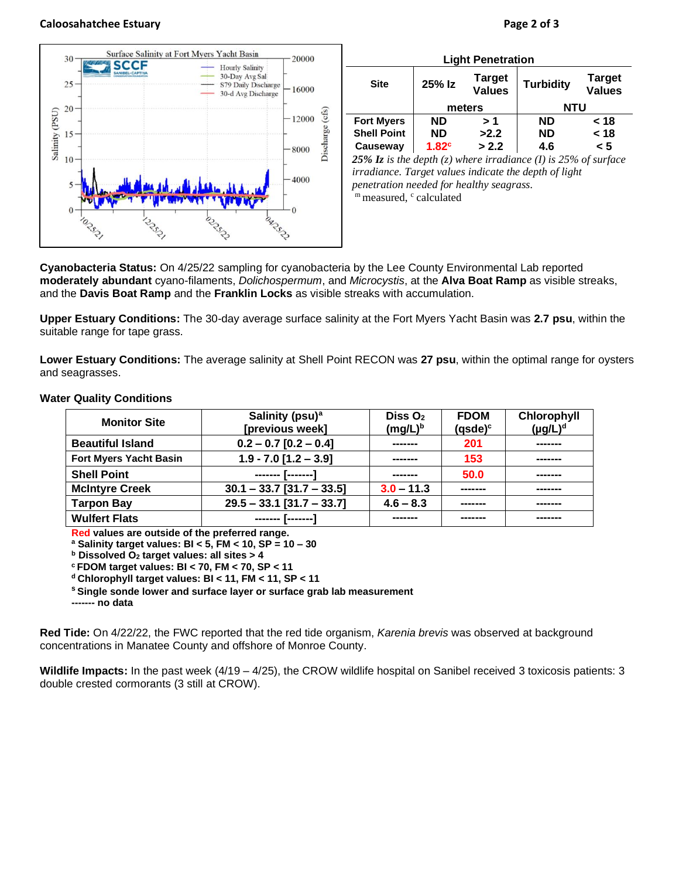**Light Penetration**

| Site | 25% Iz | Target Values | Turbidity | Target Values |
|---|---|---|---|---|
| | meters | | NTU | |
| Fort Myers | ND | > 1 | ND | < 18 |
| Shell Point | ND | >2.2 | ND | < 18 |
| Causeway | 1.82[c] | > 2.2 | 4.6 | < 5 |

*25% Iz is the depth (z) where irradiance (I) is 25% of surface irradiance. Target values indicate the depth of light penetration needed for healthy seagrass.*
[m] measured, [c] calculated

**Cyanobacteria Status:** On 4/25/22 sampling for cyanobacteria by the Lee County Environmental Lab reported **moderately abundant** cyano-filaments, *Dolichospermum*, and *Microcystis*, at the **Alva Boat Ramp** as visible streaks, and the **Davis Boat Ramp** and the **Franklin Locks** as visible streaks with accumulation.

**Upper Estuary Conditions:** The 30-day average surface salinity at the Fort Myers Yacht Basin was **2.7 psu**, within the suitable range for tape grass.

**Lower Estuary Conditions:** The average salinity at Shell Point RECON was **27 psu**, within the optimal range for oysters and seagrasses.

**Water Quality Conditions**

| Monitor Site | Salinity (psu)[a] [previous week] | Diss $O_2$ (mg/L)[b] | FDOM (qsde)[c] | Chlorophyll (µg/L)[d] |
|---|---|---|---|---|
| Beautiful Island | 0.2 – 0.7 [0.2 – 0.4] | ------- | 201 | ------- |
| Fort Myers Yacht Basin | 1.9 - 7.0 [1.2 – 3.9] | ------- | 153 | ------- |
| Shell Point | ------- [-------] | ------- | 50.0 | ------- |
| McIntyre Creek | 30.1 – 33.7 [31.7 – 33.5] | 3.0 – 11.3 | ------- | ------- |
| Tarpon Bay | 29.5 – 33.1 [31.7 – 33.7] | 4.6 – 8.3 | ------- | ------- |
| Wulfert Flats | ------- [-------] | ------- | ------- | ------- |

**Red values are outside of the preferred range.**
**[a] Salinity target values: BI < 5, FM < 10, SP = 10 – 30**
**[b] Dissolved $O_2$ target values: all sites > 4**
**[c] FDOM target values: BI < 70, FM < 70, SP < 11**
**[d] Chlorophyll target values: BI < 11, FM < 11, SP < 11**
**[s] Single sonde lower and surface layer or surface grab lab measurement**
**------- no data**

**Red Tide:** On 4/22/22, the FWC reported that the red tide organism, *Karenia brevis* was observed at background concentrations in Manatee County and offshore of Monroe County.

**Wildlife Impacts:** In the past week (4/19 – 4/25), the CROW wildlife hospital on Sanibel received 3 toxicosis patients: 3 double crested cormorants (3 still at CROW).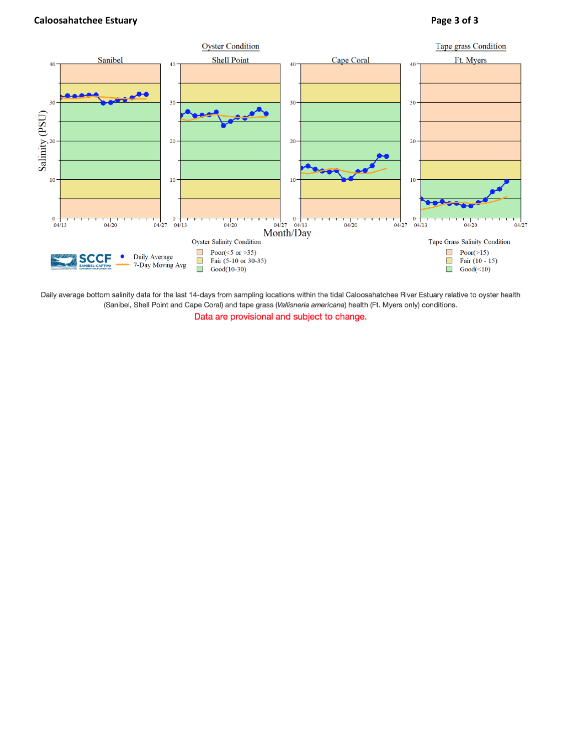Oyster Condition

Sanibel

Shell Point

Cape Coral

Tape grass Condition

Ft. Myers

Salinity (PSU)

40
30
20
10
0

04/13 04/20 04/27

Month/Day

Oyster Salinity Condition

Poor(<5 or >35)
Fair (5-10 or 30-35)
Good(10-30)

Tape Grass Salinity Condition

Poor(>15)
Fair (10 - 15)
Good(<10)

SCCF SANIBEL-CAPTIVA CONSERVATION FOUNDATION

Daily Average
7-Day Moving Avg

Daily average bottom salinity data for the last 14-days from sampling locations within the tidal Caloosahatchee River Estuary relative to oyster health (Sanibel, Shell Point and Cape Coral) and tape grass (*Vallisneria americana*) health (Ft. Myers only) conditions.

Data are provisional and subject to change.